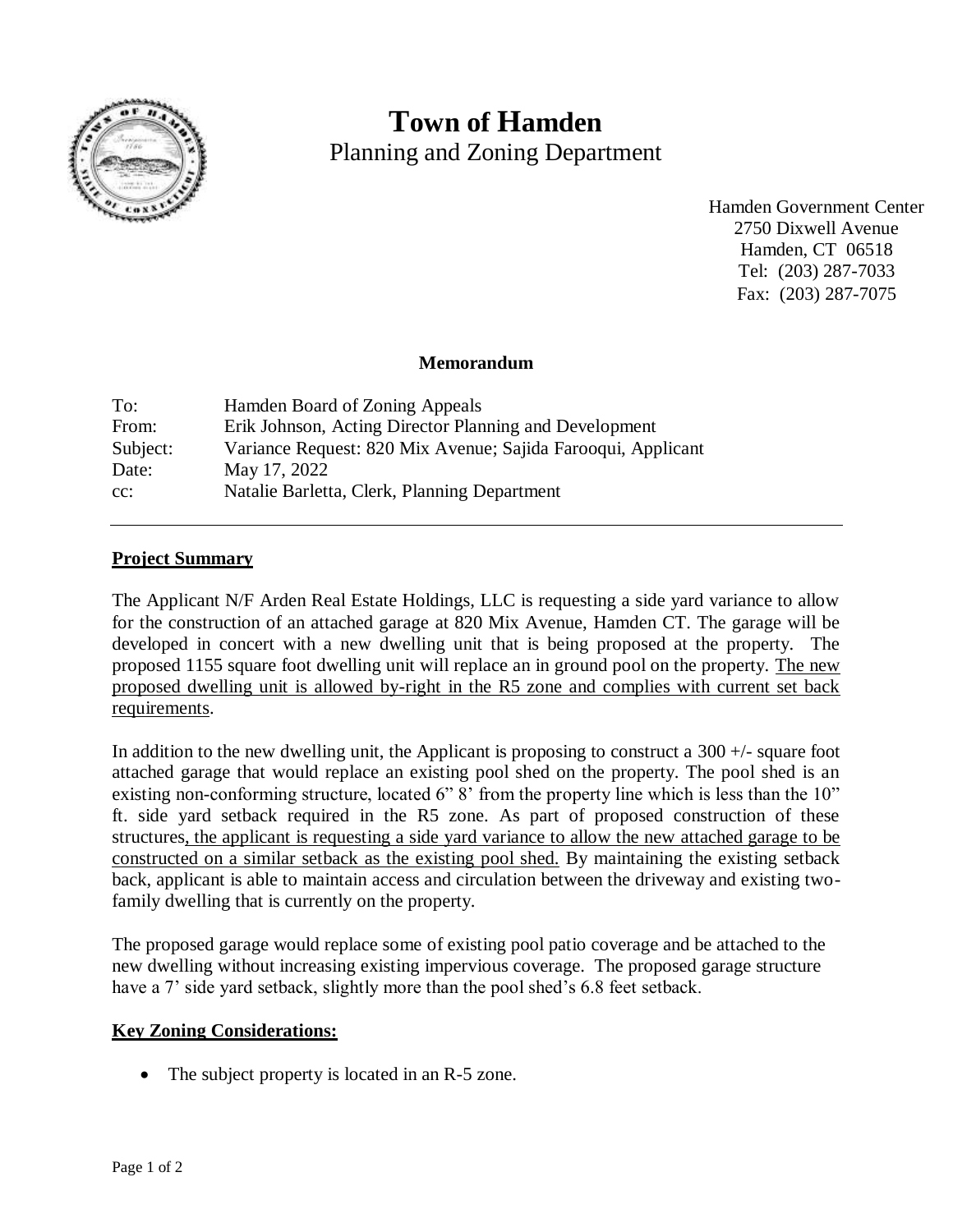# Town of Hamden

Planning and Zoning Department

Hamden Government Center
2750 Dixwell Avenue
Hamden, CT 06518
Tel: (203) 287-7033
Fax: (203) 287-7075

**Memorandum**

To: Hamden Board of Zoning Appeals
From: Erik Johnson, Acting Director Planning and Development
Subject: Variance Request: 820 Mix Avenue; Sajida Farooqui, Applicant
Date: May 17, 2022
cc: Natalie Barletta, Clerk, Planning Department

---

**Project Summary**

The Applicant N/F Arden Real Estate Holdings, LLC is requesting a side yard variance to allow for the construction of an attached garage at 820 Mix Avenue, Hamden CT. The garage will be developed in concert with a new dwelling unit that is being proposed at the property. The proposed 1155 square foot dwelling unit will replace an in ground pool on the property. The new proposed dwelling unit is allowed by-right in the R5 zone and complies with current set back requirements.

In addition to the new dwelling unit, the Applicant is proposing to construct a 300 +/- square foot attached garage that would replace an existing pool shed on the property. The pool shed is an existing non-conforming structure, located 6" 8' from the property line which is less than the 10" ft. side yard setback required in the R5 zone. As part of proposed construction of these structures, the applicant is requesting a side yard variance to allow the new attached garage to be constructed on a similar setback as the existing pool shed. By maintaining the existing setback back, applicant is able to maintain access and circulation between the driveway and existing two-family dwelling that is currently on the property.

The proposed garage would replace some of existing pool patio coverage and be attached to the new dwelling without increasing existing impervious coverage. The proposed garage structure have a 7' side yard setback, slightly more than the pool shed's 6.8 feet setback.

**Key Zoning Considerations:**

- The subject property is located in an R-5 zone.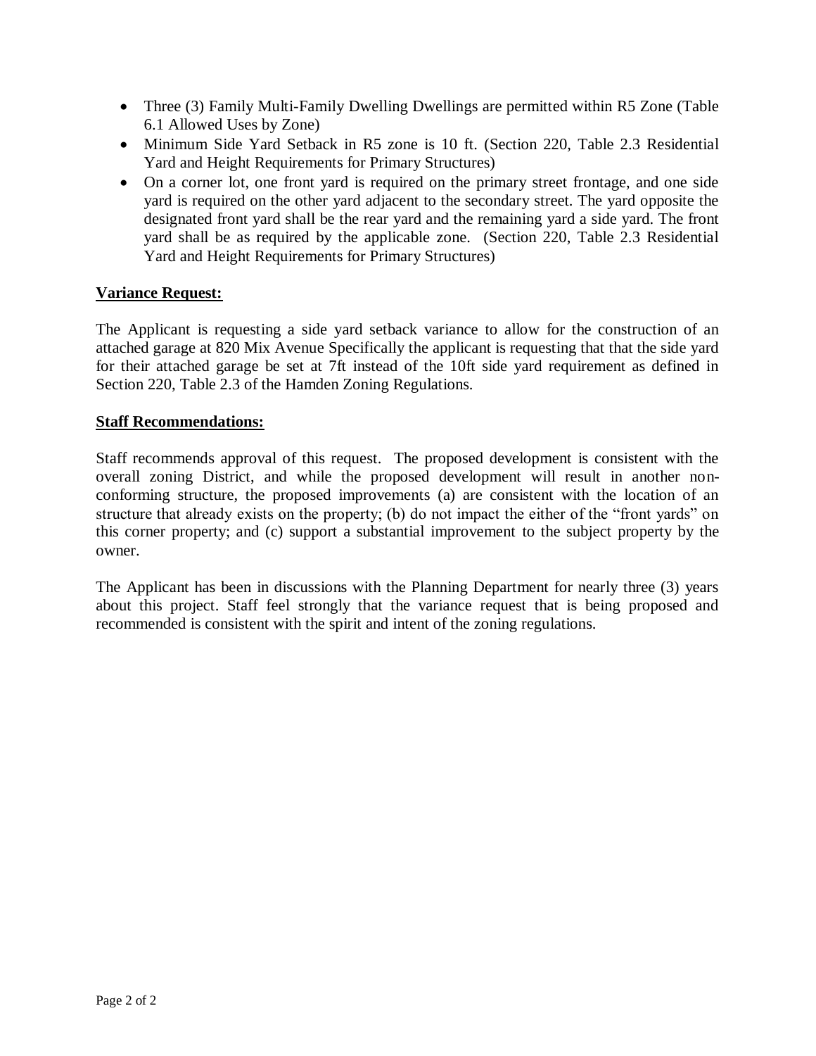- Three (3) Family Multi-Family Dwelling Dwellings are permitted within R5 Zone (Table 6.1 Allowed Uses by Zone)
- Minimum Side Yard Setback in R5 zone is 10 ft. (Section 220, Table 2.3 Residential Yard and Height Requirements for Primary Structures)
- On a corner lot, one front yard is required on the primary street frontage, and one side yard is required on the other yard adjacent to the secondary street. The yard opposite the designated front yard shall be the rear yard and the remaining yard a side yard. The front yard shall be as required by the applicable zone. (Section 220, Table 2.3 Residential Yard and Height Requirements for Primary Structures)

**Variance Request:**

The Applicant is requesting a side yard setback variance to allow for the construction of an attached garage at 820 Mix Avenue Specifically the applicant is requesting that that the side yard for their attached garage be set at 7ft instead of the 10ft side yard requirement as defined in Section 220, Table 2.3 of the Hamden Zoning Regulations.

**Staff Recommendations:**

Staff recommends approval of this request. The proposed development is consistent with the overall zoning District, and while the proposed development will result in another non-conforming structure, the proposed improvements (a) are consistent with the location of an structure that already exists on the property; (b) do not impact the either of the "front yards" on this corner property; and (c) support a substantial improvement to the subject property by the owner.

The Applicant has been in discussions with the Planning Department for nearly three (3) years about this project. Staff feel strongly that the variance request that is being proposed and recommended is consistent with the spirit and intent of the zoning regulations.